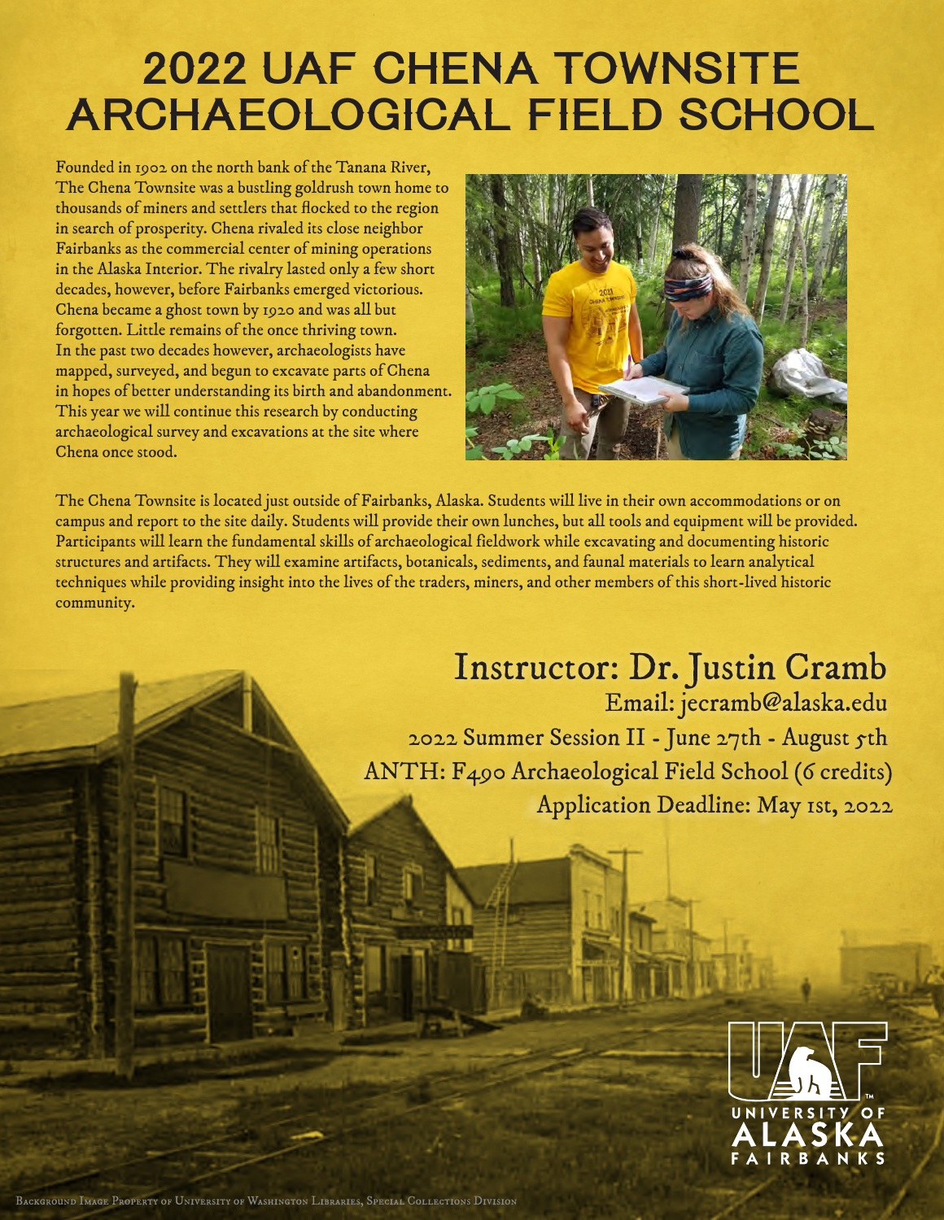# 2022 UAF CHENA TOWNSITE ARCHAEOLOGICAL FIELD SCHOOL

Founded in 1902 on the north bank of the Tanana River, The Chena Townsite was a bustling goldrush town home to thousands of miners and settlers that flocked to the region in search of prosperity. Chena rivaled its close neighbor Fairbanks as the commercial center of mining operations in the Alaska Interior. The rivalry lasted only a few short decades, however, before Fairbanks emerged victorious. Chena became a ghost town by 1920 and was all but forgotten. Little remains of the once thriving town. In the past two decades however, archaeologists have mapped, surveyed, and begun to excavate parts of Chena in hopes of better understanding its birth and abandonment. This year we will continue this research by conducting archaeological survey and excavations at the site where Chena once stood.

The Chena Townsite is located just outside of Fairbanks, Alaska. Students will live in their own accommodations or on campus and report to the site daily. Students will provide their own lunches, but all tools and equipment will be provided. Participants will learn the fundamental skills of archaeological fieldwork while excavating and documenting historic structures and artifacts. They will examine artifacts, botanicals, sediments, and faunal materials to learn analytical techniques while providing insight into the lives of the traders, miners, and other members of this short-lived historic community.

## Instructor: Dr. Justin Cramb

Email: jecramb@alaska.edu

2022 Summer Session II - June 27th - August 5th

ANTH: F490 Archaeological Field School (6 credits)

Application Deadline: May 1st, 2022

UNIVERSITY OF ALASKA FAIRBANKS

Background Image Property of University of Washington Libraries, Special Collections Division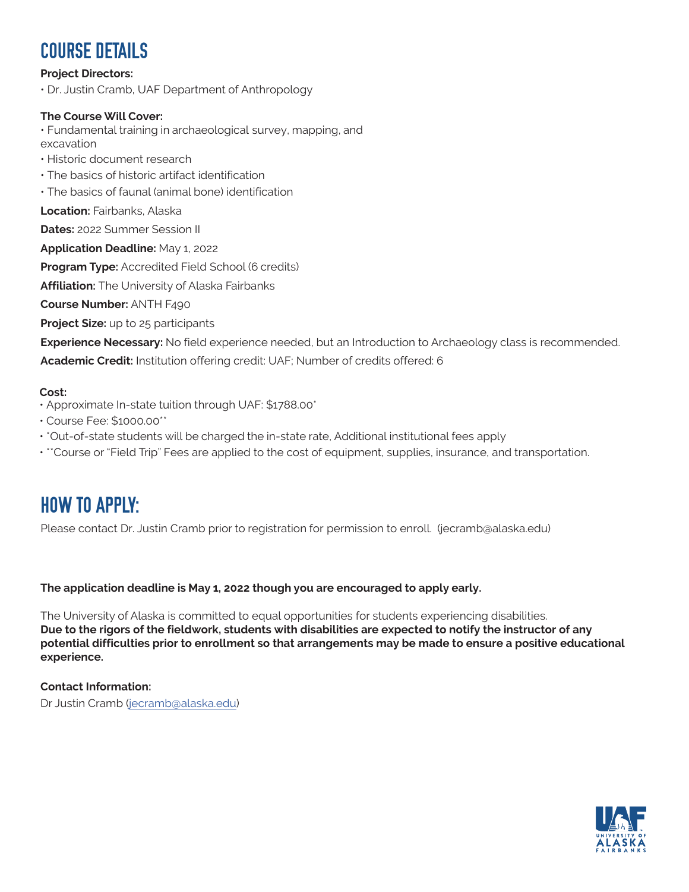# COURSE DETAILS

**Project Directors:**

- Dr. Justin Cramb, UAF Department of Anthropology

**The Course Will Cover:**

- Fundamental training in archaeological survey, mapping, and excavation
- Historic document research
- The basics of historic artifact identification
- The basics of faunal (animal bone) identification

**Location:** Fairbanks, Alaska

**Dates:** 2022 Summer Session II

**Application Deadline:** May 1, 2022

**Program Type:** Accredited Field School (6 credits)

**Affiliation:** The University of Alaska Fairbanks

**Course Number:** ANTH F490

**Project Size:** up to 25 participants

**Experience Necessary:** No field experience needed, but an Introduction to Archaeology class is recommended.

**Academic Credit:** Institution offering credit: UAF; Number of credits offered: 6

**Cost:**

- Approximate In-state tuition through UAF: $1788.00*
- Course Fee: $1000.00**
- *Out-of-state students will be charged the in-state rate, Additional institutional fees apply
- **Course or "Field Trip" Fees are applied to the cost of equipment, supplies, insurance, and transportation.

# HOW TO APPLY:

Please contact Dr. Justin Cramb prior to registration for permission to enroll. (jecramb@alaska.edu)

**The application deadline is May 1, 2022 though you are encouraged to apply early.**

The University of Alaska is committed to equal opportunities for students experiencing disabilities.
**Due to the rigors of the fieldwork, students with disabilities are expected to notify the instructor of any potential difficulties prior to enrollment so that arrangements may be made to ensure a positive educational experience.**

**Contact Information:**

Dr Justin Cramb (jecramb@alaska.edu)